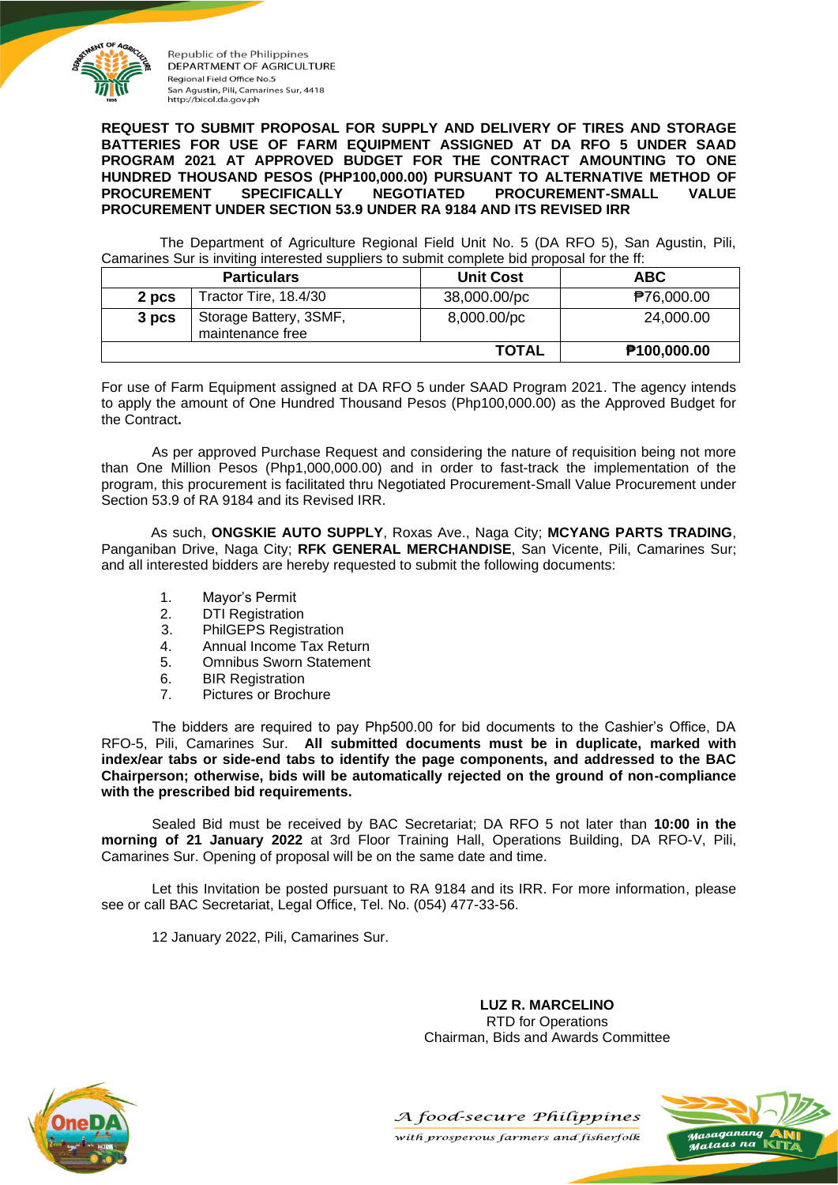Republic of the Philippines
DEPARTMENT OF AGRICULTURE
Regional Field Office No.5
San Agustin, Pili, Camarines Sur, 4418
http://bicol.da.gov.ph

**REQUEST TO SUBMIT PROPOSAL FOR SUPPLY AND DELIVERY OF TIRES AND STORAGE BATTERIES FOR USE OF FARM EQUIPMENT ASSIGNED AT DA RFO 5 UNDER SAAD PROGRAM 2021 AT APPROVED BUDGET FOR THE CONTRACT AMOUNTING TO ONE HUNDRED THOUSAND PESOS (PHP100,000.00) PURSUANT TO ALTERNATIVE METHOD OF PROCUREMENT SPECIFICALLY NEGOTIATED PROCUREMENT-SMALL VALUE PROCUREMENT UNDER SECTION 53.9 UNDER RA 9184 AND ITS REVISED IRR**

The Department of Agriculture Regional Field Unit No. 5 (DA RFO 5), San Agustin, Pili, Camarines Sur is inviting interested suppliers to submit complete bid proposal for the ff:

| Particulars | | Unit Cost | ABC |
|---|---|---|---|
| **2 pcs** | Tractor Tire, 18.4/30 | 38,000.00/pc | ₱76,000.00 |
| **3 pcs** | Storage Battery, 3SMF, maintenance free | 8,000.00/pc | 24,000.00 |
| | | **TOTAL** | **₱100,000.00** |

For use of Farm Equipment assigned at DA RFO 5 under SAAD Program 2021. The agency intends to apply the amount of One Hundred Thousand Pesos (Php100,000.00) as the Approved Budget for the Contract**.**

As per approved Purchase Request and considering the nature of requisition being not more than One Million Pesos (Php1,000,000.00) and in order to fast-track the implementation of the program, this procurement is facilitated thru Negotiated Procurement-Small Value Procurement under Section 53.9 of RA 9184 and its Revised IRR.

As such, **ONGSKIE AUTO SUPPLY**, Roxas Ave., Naga City; **MCYANG PARTS TRADING**, Panganiban Drive, Naga City; **RFK GENERAL MERCHANDISE**, San Vicente, Pili, Camarines Sur; and all interested bidders are hereby requested to submit the following documents:

1. Mayor's Permit
2. DTI Registration
3. PhilGEPS Registration
4. Annual Income Tax Return
5. Omnibus Sworn Statement
6. BIR Registration
7. Pictures or Brochure

The bidders are required to pay Php500.00 for bid documents to the Cashier's Office, DA RFO-5, Pili, Camarines Sur. **All submitted documents must be in duplicate, marked with index/ear tabs or side-end tabs to identify the page components, and addressed to the BAC Chairperson; otherwise, bids will be automatically rejected on the ground of non-compliance with the prescribed bid requirements.**

Sealed Bid must be received by BAC Secretariat; DA RFO 5 not later than **10:00 in the morning of 21 January 2022** at 3rd Floor Training Hall, Operations Building, DA RFO-V, Pili, Camarines Sur. Opening of proposal will be on the same date and time.

Let this Invitation be posted pursuant to RA 9184 and its IRR. For more information, please see or call BAC Secretariat, Legal Office, Tel. No. (054) 477-33-56.

12 January 2022, Pili, Camarines Sur.

**LUZ R. MARCELINO**
RTD for Operations
Chairman, Bids and Awards Committee

*A food-secure Philippines with prosperous farmers and fisherfolk*

Masaganang ANI Mataas na KITA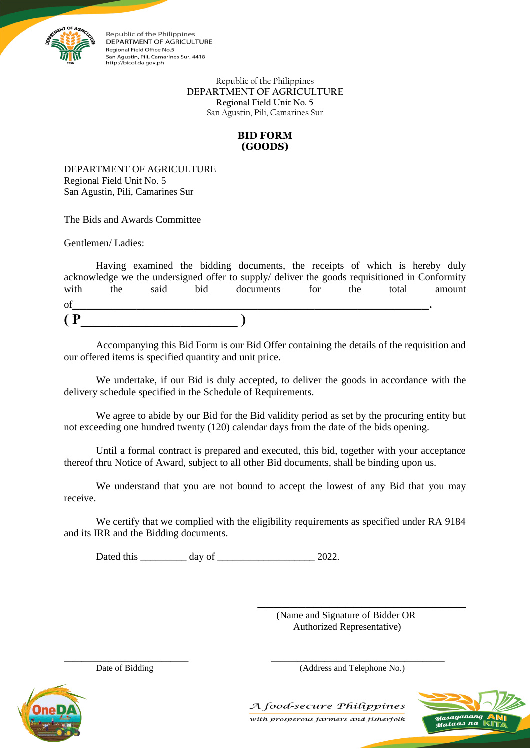Republic of the Philippines
DEPARTMENT OF AGRICULTURE
Regional Field Unit No. 5
San Agustin, Pili, Camarines Sur

**BID FORM**
**(GOODS)**

DEPARTMENT OF AGRICULTURE
Regional Field Unit No. 5
San Agustin, Pili, Camarines Sur

The Bids and Awards Committee

Gentlemen/ Ladies:

Having examined the bidding documents, the receipts of which is hereby duly acknowledge we the undersigned offer to supply/ deliver the goods requisitioned in Conformity with the said bid documents for the total amount of\_\_\_\_\_\_\_\_\_\_\_\_\_\_\_\_\_\_\_\_\_\_\_\_\_\_\_\_\_\_\_\_\_\_\_\_\_\_\_\_\_\_\_\_\_\_\_\_\_\_\_\_\_\_\_\_\_\_\_\_\_\_.
**( ₱\_\_\_\_\_\_\_\_\_\_\_\_\_\_\_\_\_\_\_\_\_\_\_\_\_\_\_\_ )**

Accompanying this Bid Form is our Bid Offer containing the details of the requisition and our offered items is specified quantity and unit price.

We undertake, if our Bid is duly accepted, to deliver the goods in accordance with the delivery schedule specified in the Schedule of Requirements.

We agree to abide by our Bid for the Bid validity period as set by the procuring entity but not exceeding one hundred twenty (120) calendar days from the date of the bids opening.

Until a formal contract is prepared and executed, this bid, together with your acceptance thereof thru Notice of Award, subject to all other Bid documents, shall be binding upon us.

We understand that you are not bound to accept the lowest of any Bid that you may receive.

We certify that we complied with the eligibility requirements as specified under RA 9184 and its IRR and the Bidding documents.

Dated this \_\_\_\_\_\_\_\_\_ day of \_\_\_\_\_\_\_\_\_\_\_\_\_\_\_\_\_\_\_ 2022.

\_\_\_\_\_\_\_\_\_\_\_\_\_\_\_\_\_\_\_\_\_\_\_\_\_\_\_\_\_\_\_\_\_\_\_\_
(Name and Signature of Bidder OR Authorized Representative)

\_\_\_\_\_\_\_\_\_\_\_\_\_\_\_\_\_\_\_\_\_\_\_\_\_\_
Date of Bidding

\_\_\_\_\_\_\_\_\_\_\_\_\_\_\_\_\_\_\_\_\_\_\_\_\_\_\_\_\_\_\_\_\_\_\_\_
(Address and Telephone No.)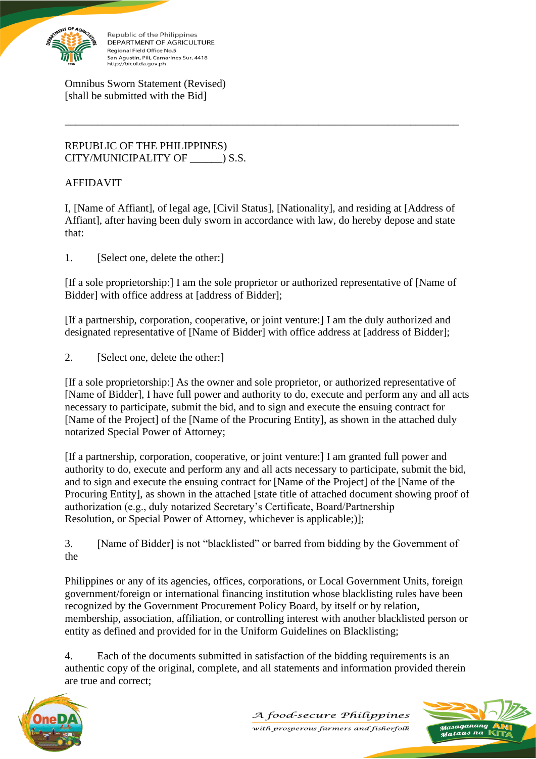Omnibus Sworn Statement (Revised)
[shall be submitted with the Bid]

---

REPUBLIC OF THE PHILIPPINES)
CITY/MUNICIPALITY OF ______) S.S.

AFFIDAVIT

I, [Name of Affiant], of legal age, [Civil Status], [Nationality], and residing at [Address of Affiant], after having been duly sworn in accordance with law, do hereby depose and state that:

1. [Select one, delete the other:]

[If a sole proprietorship:] I am the sole proprietor or authorized representative of [Name of Bidder] with office address at [address of Bidder];

[If a partnership, corporation, cooperative, or joint venture:] I am the duly authorized and designated representative of [Name of Bidder] with office address at [address of Bidder];

2. [Select one, delete the other:]

[If a sole proprietorship:] As the owner and sole proprietor, or authorized representative of [Name of Bidder], I have full power and authority to do, execute and perform any and all acts necessary to participate, submit the bid, and to sign and execute the ensuing contract for [Name of the Project] of the [Name of the Procuring Entity], as shown in the attached duly notarized Special Power of Attorney;

[If a partnership, corporation, cooperative, or joint venture:] I am granted full power and authority to do, execute and perform any and all acts necessary to participate, submit the bid, and to sign and execute the ensuing contract for [Name of the Project] of the [Name of the Procuring Entity], as shown in the attached [state title of attached document showing proof of authorization (e.g., duly notarized Secretary's Certificate, Board/Partnership Resolution, or Special Power of Attorney, whichever is applicable;)];

3. [Name of Bidder] is not "blacklisted" or barred from bidding by the Government of the

Philippines or any of its agencies, offices, corporations, or Local Government Units, foreign government/foreign or international financing institution whose blacklisting rules have been recognized by the Government Procurement Policy Board, by itself or by relation, membership, association, affiliation, or controlling interest with another blacklisted person or entity as defined and provided for in the Uniform Guidelines on Blacklisting;

4. Each of the documents submitted in satisfaction of the bidding requirements is an authentic copy of the original, complete, and all statements and information provided therein are true and correct;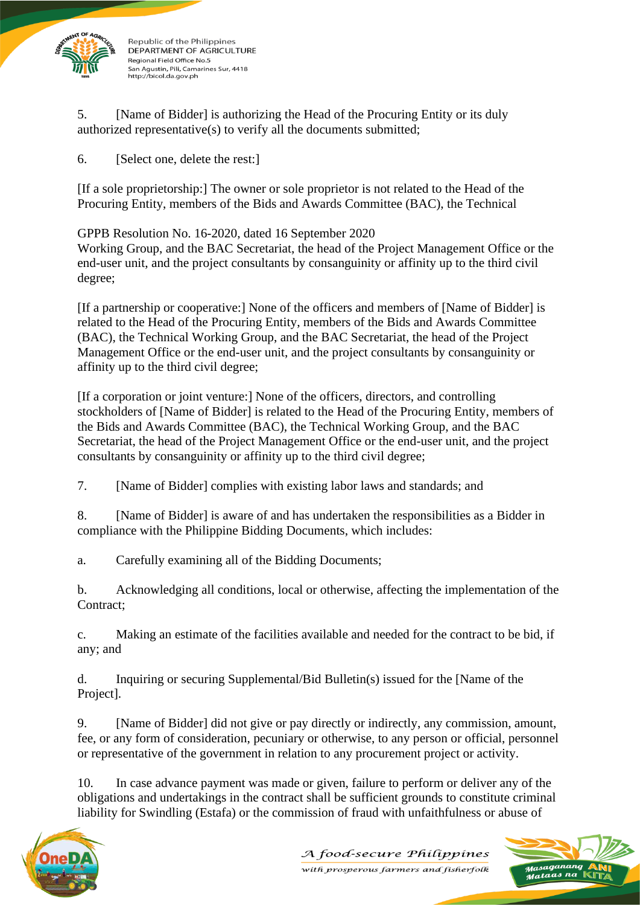5. [Name of Bidder] is authorizing the Head of the Procuring Entity or its duly authorized representative(s) to verify all the documents submitted;

6. [Select one, delete the rest:]

[If a sole proprietorship:] The owner or sole proprietor is not related to the Head of the Procuring Entity, members of the Bids and Awards Committee (BAC), the Technical

GPPB Resolution No. 16-2020, dated 16 September 2020

Working Group, and the BAC Secretariat, the head of the Project Management Office or the end-user unit, and the project consultants by consanguinity or affinity up to the third civil degree;

[If a partnership or cooperative:] None of the officers and members of [Name of Bidder] is related to the Head of the Procuring Entity, members of the Bids and Awards Committee (BAC), the Technical Working Group, and the BAC Secretariat, the head of the Project Management Office or the end-user unit, and the project consultants by consanguinity or affinity up to the third civil degree;

[If a corporation or joint venture:] None of the officers, directors, and controlling stockholders of [Name of Bidder] is related to the Head of the Procuring Entity, members of the Bids and Awards Committee (BAC), the Technical Working Group, and the BAC Secretariat, the head of the Project Management Office or the end-user unit, and the project consultants by consanguinity or affinity up to the third civil degree;

7. [Name of Bidder] complies with existing labor laws and standards; and

8. [Name of Bidder] is aware of and has undertaken the responsibilities as a Bidder in compliance with the Philippine Bidding Documents, which includes:

a. Carefully examining all of the Bidding Documents;

b. Acknowledging all conditions, local or otherwise, affecting the implementation of the Contract;

c. Making an estimate of the facilities available and needed for the contract to be bid, if any; and

d. Inquiring or securing Supplemental/Bid Bulletin(s) issued for the [Name of the Project].

9. [Name of Bidder] did not give or pay directly or indirectly, any commission, amount, fee, or any form of consideration, pecuniary or otherwise, to any person or official, personnel or representative of the government in relation to any procurement project or activity.

10. In case advance payment was made or given, failure to perform or deliver any of the obligations and undertakings in the contract shall be sufficient grounds to constitute criminal liability for Swindling (Estafa) or the commission of fraud with unfaithfulness or abuse of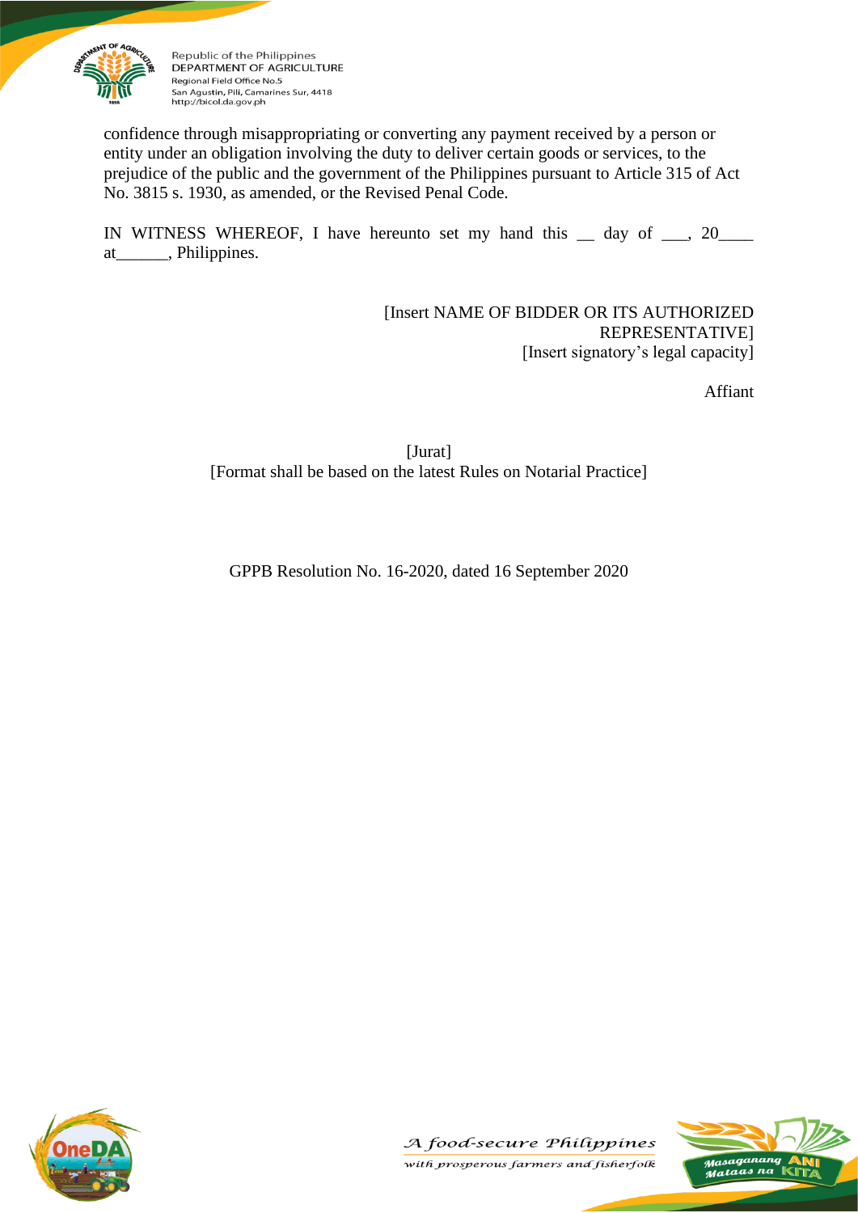confidence through misappropriating or converting any payment received by a person or entity under an obligation involving the duty to deliver certain goods or services, to the prejudice of the public and the government of the Philippines pursuant to Article 315 of Act No. 3815 s. 1930, as amended, or the Revised Penal Code.

IN WITNESS WHEREOF, I have hereunto set my hand this __ day of ___, 20____ at______, Philippines.

[Insert NAME OF BIDDER OR ITS AUTHORIZED REPRESENTATIVE]
[Insert signatory's legal capacity]

Affiant

[Jurat]
[Format shall be based on the latest Rules on Notarial Practice]

GPPB Resolution No. 16-2020, dated 16 September 2020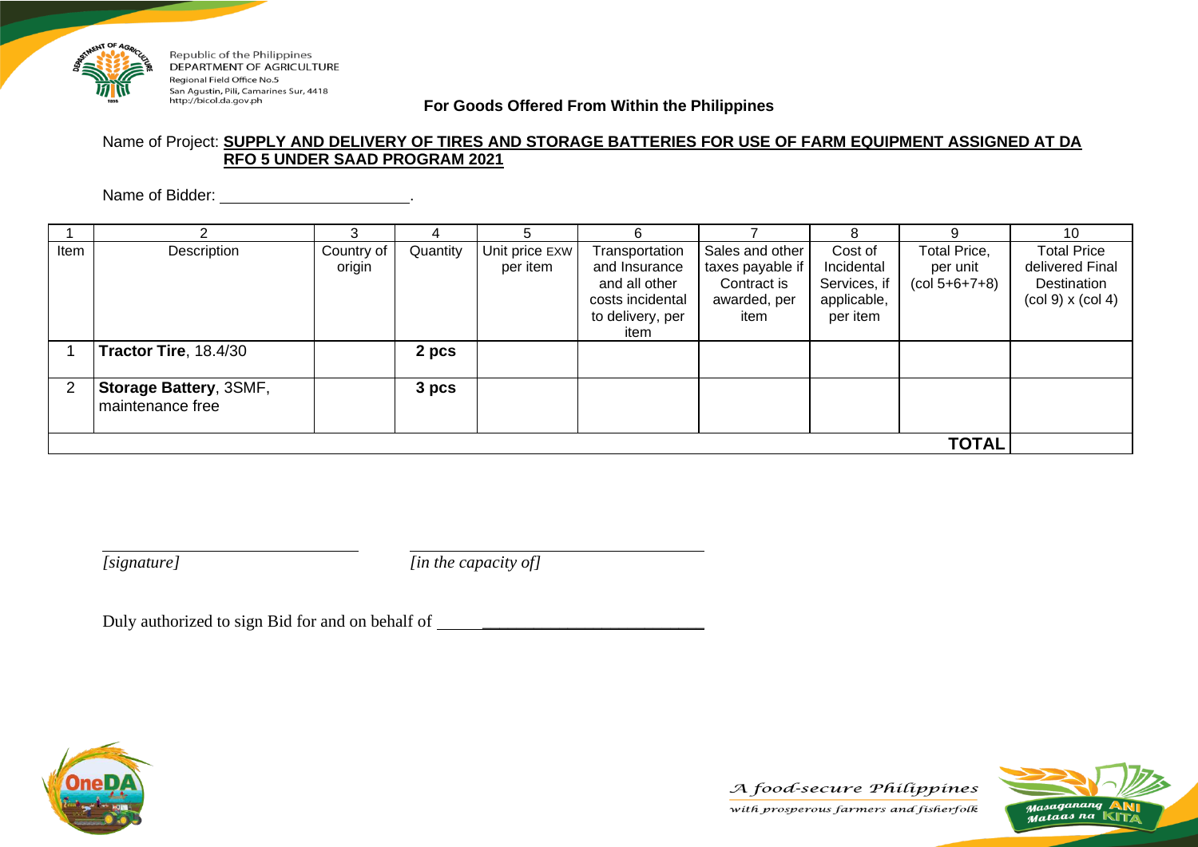Republic of the Philippines
DEPARTMENT OF AGRICULTURE
Regional Field Office No.5
San Agustin, Pili, Camarines Sur, 4418
http://bicol.da.gov.ph

**For Goods Offered From Within the Philippines**

Name of Project: **SUPPLY AND DELIVERY OF TIRES AND STORAGE BATTERIES FOR USE OF FARM EQUIPMENT ASSIGNED AT DA RFO 5 UNDER SAAD PROGRAM 2021**

Name of Bidder: ______________________.

| 1 | 2 | 3 | 4 | 5 | 6 | 7 | 8 | 9 | 10 |
|---|---|---|---|---|---|---|---|---|---|
| Item | Description | Country of origin | Quantity | Unit price EXW per item | Transportation and Insurance and all other costs incidental to delivery, per item | Sales and other taxes payable if Contract is awarded, per item | Cost of Incidental Services, if applicable, per item | Total Price, per unit (col 5+6+7+8) | Total Price delivered Final Destination (col 9) x (col 4) |
| 1 | **Tractor Tire**, 18.4/30 | | **2 pcs** | | | | | | |
| 2 | **Storage Battery**, 3SMF, maintenance free | | **3 pcs** | | | | | | |
| | | | | | | | | **TOTAL** | |

_______________________ _______________________
*[signature]* *[in the capacity of]*

Duly authorized to sign Bid for and on behalf of ___________________________

A food-secure Philippines
with prosperous farmers and fisherfolk

Masaganang ANI Mataas na KITA